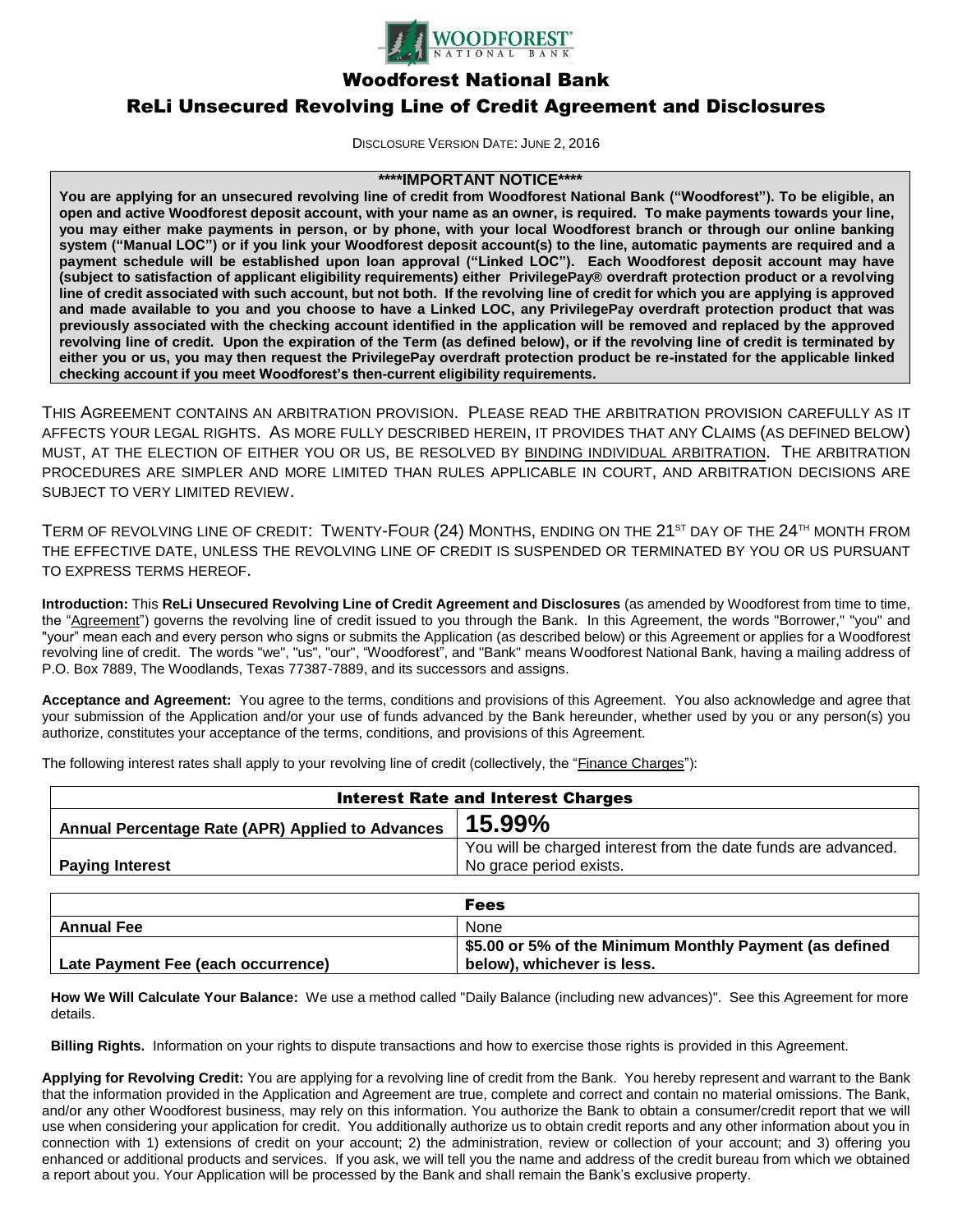# Woodforest National Bank

## ReLi Unsecured Revolving Line of Credit Agreement and Disclosures

DISCLOSURE VERSION DATE: JUNE 2, 2016

**\*\*\*\*IMPORTANT NOTICE\*\*\*\***

**You are applying for an unsecured revolving line of credit from Woodforest National Bank ("Woodforest"). To be eligible, an open and active Woodforest deposit account, with your name as an owner, is required. To make payments towards your line, you may either make payments in person, or by phone, with your local Woodforest branch or through our online banking system ("Manual LOC") or if you link your Woodforest deposit account(s) to the line, automatic payments are required and a payment schedule will be established upon loan approval ("Linked LOC"). Each Woodforest deposit account may have (subject to satisfaction of applicant eligibility requirements) either PrivilegePay® overdraft protection product or a revolving line of credit associated with such account, but not both. If the revolving line of credit for which you are applying is approved and made available to you and you choose to have a Linked LOC, any PrivilegePay overdraft protection product that was previously associated with the checking account identified in the application will be removed and replaced by the approved revolving line of credit. Upon the expiration of the Term (as defined below), or if the revolving line of credit is terminated by either you or us, you may then request the PrivilegePay overdraft protection product be re-instated for the applicable linked checking account if you meet Woodforest's then-current eligibility requirements.**

THIS AGREEMENT CONTAINS AN ARBITRATION PROVISION. PLEASE READ THE ARBITRATION PROVISION CAREFULLY AS IT AFFECTS YOUR LEGAL RIGHTS. AS MORE FULLY DESCRIBED HEREIN, IT PROVIDES THAT ANY CLAIMS (AS DEFINED BELOW) MUST, AT THE ELECTION OF EITHER YOU OR US, BE RESOLVED BY BINDING INDIVIDUAL ARBITRATION. THE ARBITRATION PROCEDURES ARE SIMPLER AND MORE LIMITED THAN RULES APPLICABLE IN COURT, AND ARBITRATION DECISIONS ARE SUBJECT TO VERY LIMITED REVIEW.

TERM OF REVOLVING LINE OF CREDIT: TWENTY-FOUR (24) MONTHS, ENDING ON THE 21ST DAY OF THE 24TH MONTH FROM THE EFFECTIVE DATE, UNLESS THE REVOLVING LINE OF CREDIT IS SUSPENDED OR TERMINATED BY YOU OR US PURSUANT TO EXPRESS TERMS HEREOF.

**Introduction:** This **ReLi Unsecured Revolving Line of Credit Agreement and Disclosures** (as amended by Woodforest from time to time, the "Agreement") governs the revolving line of credit issued to you through the Bank. In this Agreement, the words "Borrower," "you" and "your" mean each and every person who signs or submits the Application (as described below) or this Agreement or applies for a Woodforest revolving line of credit. The words "we", "us", "our", "Woodforest", and "Bank" means Woodforest National Bank, having a mailing address of P.O. Box 7889, The Woodlands, Texas 77387-7889, and its successors and assigns.

**Acceptance and Agreement:** You agree to the terms, conditions and provisions of this Agreement. You also acknowledge and agree that your submission of the Application and/or your use of funds advanced by the Bank hereunder, whether used by you or any person(s) you authorize, constitutes your acceptance of the terms, conditions, and provisions of this Agreement.

The following interest rates shall apply to your revolving line of credit (collectively, the "Finance Charges"):

| **Interest Rate and Interest Charges** | |
|---|---|
| **Annual Percentage Rate (APR) Applied to Advances** | **15.99%** |
| **Paying Interest** | You will be charged interest from the date funds are advanced. No grace period exists. |

| **Fees** | |
|---|---|
| **Annual Fee** | None |
| **Late Payment Fee (each occurrence)** | **$5.00 or 5% of the Minimum Monthly Payment (as defined below), whichever is less.** |

**How We Will Calculate Your Balance:** We use a method called "Daily Balance (including new advances)". See this Agreement for more details.

**Billing Rights.** Information on your rights to dispute transactions and how to exercise those rights is provided in this Agreement.

**Applying for Revolving Credit:** You are applying for a revolving line of credit from the Bank. You hereby represent and warrant to the Bank that the information provided in the Application and Agreement are true, complete and correct and contain no material omissions. The Bank, and/or any other Woodforest business, may rely on this information. You authorize the Bank to obtain a consumer/credit report that we will use when considering your application for credit. You additionally authorize us to obtain credit reports and any other information about you in connection with 1) extensions of credit on your account; 2) the administration, review or collection of your account; and 3) offering you enhanced or additional products and services. If you ask, we will tell you the name and address of the credit bureau from which we obtained a report about you. Your Application will be processed by the Bank and shall remain the Bank's exclusive property.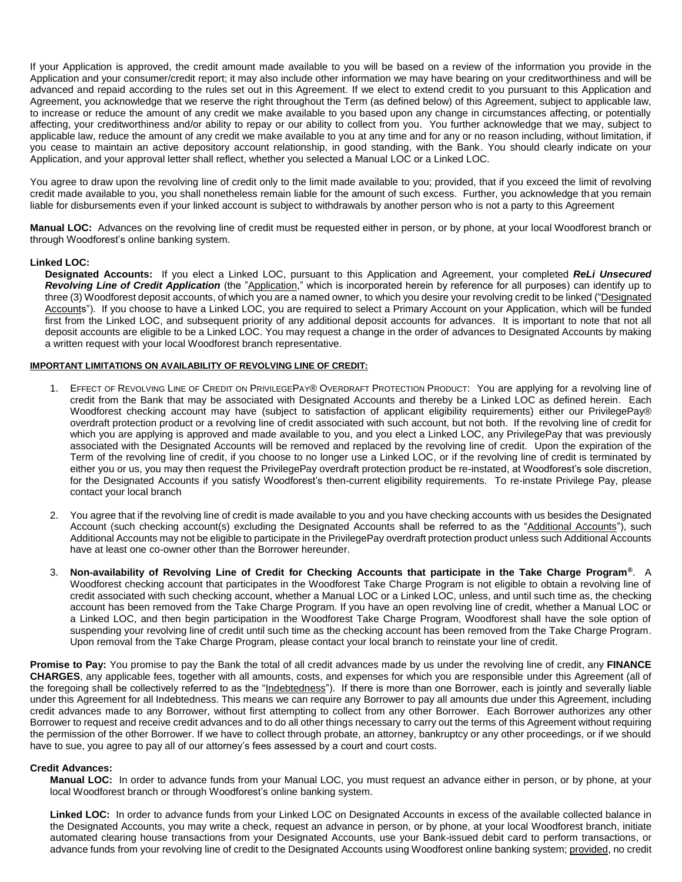If your Application is approved, the credit amount made available to you will be based on a review of the information you provide in the Application and your consumer/credit report; it may also include other information we may have bearing on your creditworthiness and will be advanced and repaid according to the rules set out in this Agreement. If we elect to extend credit to you pursuant to this Application and Agreement, you acknowledge that we reserve the right throughout the Term (as defined below) of this Agreement, subject to applicable law, to increase or reduce the amount of any credit we make available to you based upon any change in circumstances affecting, or potentially affecting, your creditworthiness and/or ability to repay or our ability to collect from you. You further acknowledge that we may, subject to applicable law, reduce the amount of any credit we make available to you at any time and for any or no reason including, without limitation, if you cease to maintain an active depository account relationship, in good standing, with the Bank. You should clearly indicate on your Application, and your approval letter shall reflect, whether you selected a Manual LOC or a Linked LOC.

You agree to draw upon the revolving line of credit only to the limit made available to you; provided, that if you exceed the limit of revolving credit made available to you, you shall nonetheless remain liable for the amount of such excess. Further, you acknowledge that you remain liable for disbursements even if your linked account is subject to withdrawals by another person who is not a party to this Agreement

**Manual LOC:** Advances on the revolving line of credit must be requested either in person, or by phone, at your local Woodforest branch or through Woodforest's online banking system.

**Linked LOC:**

**Designated Accounts:** If you elect a Linked LOC, pursuant to this Application and Agreement, your completed ***ReLi Unsecured Revolving Line of Credit Application*** (the "Application," which is incorporated herein by reference for all purposes) can identify up to three (3) Woodforest deposit accounts, of which you are a named owner, to which you desire your revolving credit to be linked ("Designated Accounts"). If you choose to have a Linked LOC, you are required to select a Primary Account on your Application, which will be funded first from the Linked LOC, and subsequent priority of any additional deposit accounts for advances. It is important to note that not all deposit accounts are eligible to be a Linked LOC. You may request a change in the order of advances to Designated Accounts by making a written request with your local Woodforest branch representative.

**IMPORTANT LIMITATIONS ON AVAILABILITY OF REVOLVING LINE OF CREDIT:**

1. EFFECT OF REVOLVING LINE OF CREDIT ON PRIVILEGEPAY® OVERDRAFT PROTECTION PRODUCT: You are applying for a revolving line of credit from the Bank that may be associated with Designated Accounts and thereby be a Linked LOC as defined herein. Each Woodforest checking account may have (subject to satisfaction of applicant eligibility requirements) either our PrivilegePay® overdraft protection product or a revolving line of credit associated with such account, but not both. If the revolving line of credit for which you are applying is approved and made available to you, and you elect a Linked LOC, any PrivilegePay that was previously associated with the Designated Accounts will be removed and replaced by the revolving line of credit. Upon the expiration of the Term of the revolving line of credit, if you choose to no longer use a Linked LOC, or if the revolving line of credit is terminated by either you or us, you may then request the PrivilegePay overdraft protection product be re-instated, at Woodforest's sole discretion, for the Designated Accounts if you satisfy Woodforest's then-current eligibility requirements. To re-instate Privilege Pay, please contact your local branch

2. You agree that if the revolving line of credit is made available to you and you have checking accounts with us besides the Designated Account (such checking account(s) excluding the Designated Accounts shall be referred to as the "Additional Accounts"), such Additional Accounts may not be eligible to participate in the PrivilegePay overdraft protection product unless such Additional Accounts have at least one co-owner other than the Borrower hereunder.

3. **Non-availability of Revolving Line of Credit for Checking Accounts that participate in the Take Charge Program®**. A Woodforest checking account that participates in the Woodforest Take Charge Program is not eligible to obtain a revolving line of credit associated with such checking account, whether a Manual LOC or a Linked LOC, unless, and until such time as, the checking account has been removed from the Take Charge Program. If you have an open revolving line of credit, whether a Manual LOC or a Linked LOC, and then begin participation in the Woodforest Take Charge Program, Woodforest shall have the sole option of suspending your revolving line of credit until such time as the checking account has been removed from the Take Charge Program. Upon removal from the Take Charge Program, please contact your local branch to reinstate your line of credit.

**Promise to Pay:** You promise to pay the Bank the total of all credit advances made by us under the revolving line of credit, any **FINANCE CHARGES**, any applicable fees, together with all amounts, costs, and expenses for which you are responsible under this Agreement (all of the foregoing shall be collectively referred to as the "Indebtedness"). If there is more than one Borrower, each is jointly and severally liable under this Agreement for all Indebtedness. This means we can require any Borrower to pay all amounts due under this Agreement, including credit advances made to any Borrower, without first attempting to collect from any other Borrower. Each Borrower authorizes any other Borrower to request and receive credit advances and to do all other things necessary to carry out the terms of this Agreement without requiring the permission of the other Borrower. If we have to collect through probate, an attorney, bankruptcy or any other proceedings, or if we should have to sue, you agree to pay all of our attorney's fees assessed by a court and court costs.

**Credit Advances:**

**Manual LOC:** In order to advance funds from your Manual LOC, you must request an advance either in person, or by phone, at your local Woodforest branch or through Woodforest's online banking system.

**Linked LOC:** In order to advance funds from your Linked LOC on Designated Accounts in excess of the available collected balance in the Designated Accounts, you may write a check, request an advance in person, or by phone, at your local Woodforest branch, initiate automated clearing house transactions from your Designated Accounts, use your Bank-issued debit card to perform transactions, or advance funds from your revolving line of credit to the Designated Accounts using Woodforest online banking system; provided, no credit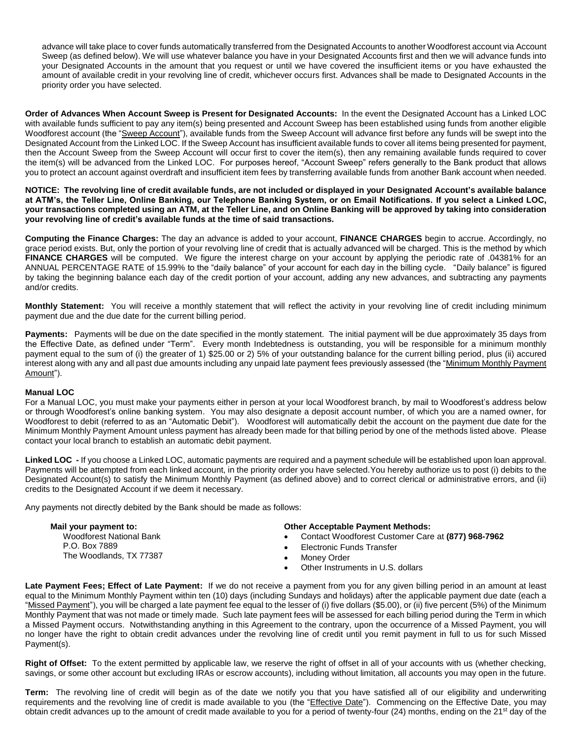advance will take place to cover funds automatically transferred from the Designated Accounts to another Woodforest account via Account Sweep (as defined below). We will use whatever balance you have in your Designated Accounts first and then we will advance funds into your Designated Accounts in the amount that you request or until we have covered the insufficient items or you have exhausted the amount of available credit in your revolving line of credit, whichever occurs first. Advances shall be made to Designated Accounts in the priority order you have selected.

**Order of Advances When Account Sweep is Present for Designated Accounts:** In the event the Designated Account has a Linked LOC with available funds sufficient to pay any item(s) being presented and Account Sweep has been established using funds from another eligible Woodforest account (the "Sweep Account"), available funds from the Sweep Account will advance first before any funds will be swept into the Designated Account from the Linked LOC. If the Sweep Account has insufficient available funds to cover all items being presented for payment, then the Account Sweep from the Sweep Account will occur first to cover the item(s), then any remaining available funds required to cover the item(s) will be advanced from the Linked LOC. For purposes hereof, "Account Sweep" refers generally to the Bank product that allows you to protect an account against overdraft and insufficient item fees by transferring available funds from another Bank account when needed.

**NOTICE: The revolving line of credit available funds, are not included or displayed in your Designated Account's available balance at ATM's, the Teller Line, Online Banking, our Telephone Banking System, or on Email Notifications. If you select a Linked LOC, your transactions completed using an ATM, at the Teller Line, and on Online Banking will be approved by taking into consideration your revolving line of credit's available funds at the time of said transactions.**

**Computing the Finance Charges:** The day an advance is added to your account, **FINANCE CHARGES** begin to accrue. Accordingly, no grace period exists. But, only the portion of your revolving line of credit that is actually advanced will be charged. This is the method by which **FINANCE CHARGES** will be computed. We figure the interest charge on your account by applying the periodic rate of .04381% for an ANNUAL PERCENTAGE RATE of 15.99% to the "daily balance" of your account for each day in the billing cycle. "Daily balance" is figured by taking the beginning balance each day of the credit portion of your account, adding any new advances, and subtracting any payments and/or credits.

**Monthly Statement:** You will receive a monthly statement that will reflect the activity in your revolving line of credit including minimum payment due and the due date for the current billing period.

**Payments:** Payments will be due on the date specified in the montly statement. The initial payment will be due approximately 35 days from the Effective Date, as defined under "Term". Every month Indebtedness is outstanding, you will be responsible for a minimum monthly payment equal to the sum of (i) the greater of 1) $25.00 or 2) 5% of your outstanding balance for the current billing period, plus (ii) accured interest along with any and all past due amounts including any unpaid late payment fees previously assessed (the "Minimum Monthly Payment Amount").

**Manual LOC**

For a Manual LOC, you must make your payments either in person at your local Woodforest branch, by mail to Woodforest's address below or through Woodforest's online banking system. You may also designate a deposit account number, of which you are a named owner, for Woodforest to debit (referred to as an "Automatic Debit"). Woodforest will automatically debit the account on the payment due date for the Minimum Monthly Payment Amount unless payment has already been made for that billing period by one of the methods listed above. Please contact your local branch to establish an automatic debit payment.

**Linked LOC -** If you choose a Linked LOC, automatic payments are required and a payment schedule will be established upon loan approval. Payments will be attempted from each linked account, in the priority order you have selected.You hereby authorize us to post (i) debits to the Designated Account(s) to satisfy the Minimum Monthly Payment (as defined above) and to correct clerical or administrative errors, and (ii) credits to the Designated Account if we deem it necessary.

Any payments not directly debited by the Bank should be made as follows:

**Mail your payment to:**
Woodforest National Bank
P.O. Box 7889
The Woodlands, TX 77387

**Other Acceptable Payment Methods:**
- Contact Woodforest Customer Care at **(877) 968-7962**
- Electronic Funds Transfer
- Money Order
- Other Instruments in U.S. dollars

**Late Payment Fees; Effect of Late Payment:** If we do not receive a payment from you for any given billing period in an amount at least equal to the Minimum Monthly Payment within ten (10) days (including Sundays and holidays) after the applicable payment due date (each a "Missed Payment"), you will be charged a late payment fee equal to the lesser of (i) five dollars ($5.00), or (ii) five percent (5%) of the Minimum Monthly Payment that was not made or timely made. Such late payment fees will be assessed for each billing period during the Term in which a Missed Payment occurs. Notwithstanding anything in this Agreement to the contrary, upon the occurrence of a Missed Payment, you will no longer have the right to obtain credit advances under the revolving line of credit until you remit payment in full to us for such Missed Payment(s).

**Right of Offset:** To the extent permitted by applicable law, we reserve the right of offset in all of your accounts with us (whether checking, savings, or some other account but excluding IRAs or escrow accounts), including without limitation, all accounts you may open in the future.

**Term:** The revolving line of credit will begin as of the date we notify you that you have satisfied all of our eligibility and underwriting requirements and the revolving line of credit is made available to you (the "Effective Date"). Commencing on the Effective Date, you may obtain credit advances up to the amount of credit made available to you for a period of twenty-four (24) months, ending on the 21st day of the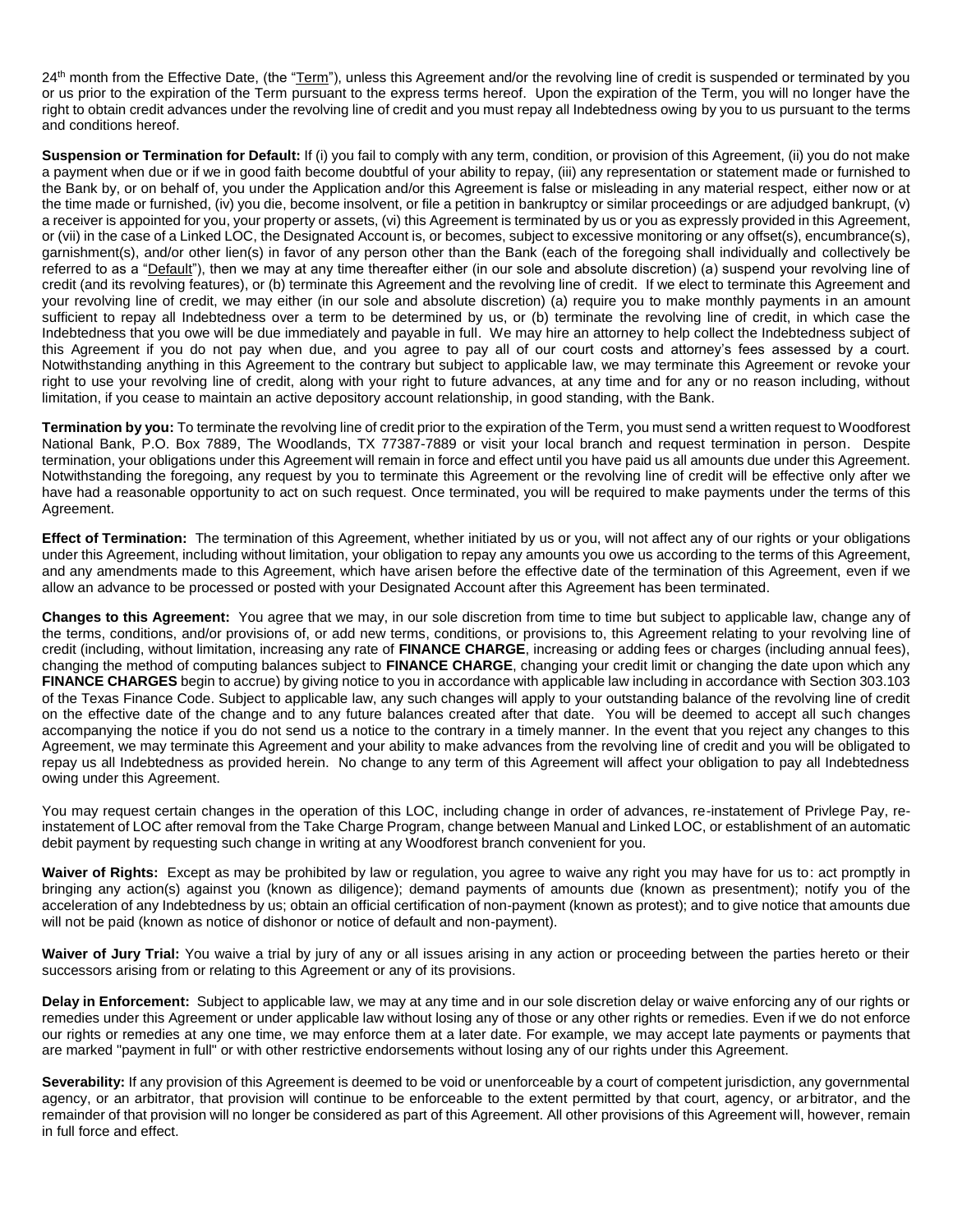24th month from the Effective Date, (the "Term"), unless this Agreement and/or the revolving line of credit is suspended or terminated by you or us prior to the expiration of the Term pursuant to the express terms hereof. Upon the expiration of the Term, you will no longer have the right to obtain credit advances under the revolving line of credit and you must repay all Indebtedness owing by you to us pursuant to the terms and conditions hereof.

**Suspension or Termination for Default:** If (i) you fail to comply with any term, condition, or provision of this Agreement, (ii) you do not make a payment when due or if we in good faith become doubtful of your ability to repay, (iii) any representation or statement made or furnished to the Bank by, or on behalf of, you under the Application and/or this Agreement is false or misleading in any material respect, either now or at the time made or furnished, (iv) you die, become insolvent, or file a petition in bankruptcy or similar proceedings or are adjudged bankrupt, (v) a receiver is appointed for you, your property or assets, (vi) this Agreement is terminated by us or you as expressly provided in this Agreement, or (vii) in the case of a Linked LOC, the Designated Account is, or becomes, subject to excessive monitoring or any offset(s), encumbrance(s), garnishment(s), and/or other lien(s) in favor of any person other than the Bank (each of the foregoing shall individually and collectively be referred to as a "Default"), then we may at any time thereafter either (in our sole and absolute discretion) (a) suspend your revolving line of credit (and its revolving features), or (b) terminate this Agreement and the revolving line of credit. If we elect to terminate this Agreement and your revolving line of credit, we may either (in our sole and absolute discretion) (a) require you to make monthly payments in an amount sufficient to repay all Indebtedness over a term to be determined by us, or (b) terminate the revolving line of credit, in which case the Indebtedness that you owe will be due immediately and payable in full. We may hire an attorney to help collect the Indebtedness subject of this Agreement if you do not pay when due, and you agree to pay all of our court costs and attorney's fees assessed by a court. Notwithstanding anything in this Agreement to the contrary but subject to applicable law, we may terminate this Agreement or revoke your right to use your revolving line of credit, along with your right to future advances, at any time and for any or no reason including, without limitation, if you cease to maintain an active depository account relationship, in good standing, with the Bank.

**Termination by you:** To terminate the revolving line of credit prior to the expiration of the Term, you must send a written request to Woodforest National Bank, P.O. Box 7889, The Woodlands, TX 77387-7889 or visit your local branch and request termination in person. Despite termination, your obligations under this Agreement will remain in force and effect until you have paid us all amounts due under this Agreement. Notwithstanding the foregoing, any request by you to terminate this Agreement or the revolving line of credit will be effective only after we have had a reasonable opportunity to act on such request. Once terminated, you will be required to make payments under the terms of this Agreement.

**Effect of Termination:** The termination of this Agreement, whether initiated by us or you, will not affect any of our rights or your obligations under this Agreement, including without limitation, your obligation to repay any amounts you owe us according to the terms of this Agreement, and any amendments made to this Agreement, which have arisen before the effective date of the termination of this Agreement, even if we allow an advance to be processed or posted with your Designated Account after this Agreement has been terminated.

**Changes to this Agreement:** You agree that we may, in our sole discretion from time to time but subject to applicable law, change any of the terms, conditions, and/or provisions of, or add new terms, conditions, or provisions to, this Agreement relating to your revolving line of credit (including, without limitation, increasing any rate of **FINANCE CHARGE**, increasing or adding fees or charges (including annual fees), changing the method of computing balances subject to **FINANCE CHARGE**, changing your credit limit or changing the date upon which any **FINANCE CHARGES** begin to accrue) by giving notice to you in accordance with applicable law including in accordance with Section 303.103 of the Texas Finance Code. Subject to applicable law, any such changes will apply to your outstanding balance of the revolving line of credit on the effective date of the change and to any future balances created after that date. You will be deemed to accept all such changes accompanying the notice if you do not send us a notice to the contrary in a timely manner. In the event that you reject any changes to this Agreement, we may terminate this Agreement and your ability to make advances from the revolving line of credit and you will be obligated to repay us all Indebtedness as provided herein. No change to any term of this Agreement will affect your obligation to pay all Indebtedness owing under this Agreement.

You may request certain changes in the operation of this LOC, including change in order of advances, re-instatement of Privlege Pay, re-instatement of LOC after removal from the Take Charge Program, change between Manual and Linked LOC, or establishment of an automatic debit payment by requesting such change in writing at any Woodforest branch convenient for you.

**Waiver of Rights:** Except as may be prohibited by law or regulation, you agree to waive any right you may have for us to: act promptly in bringing any action(s) against you (known as diligence); demand payments of amounts due (known as presentment); notify you of the acceleration of any Indebtedness by us; obtain an official certification of non-payment (known as protest); and to give notice that amounts due will not be paid (known as notice of dishonor or notice of default and non-payment).

**Waiver of Jury Trial:** You waive a trial by jury of any or all issues arising in any action or proceeding between the parties hereto or their successors arising from or relating to this Agreement or any of its provisions.

**Delay in Enforcement:** Subject to applicable law, we may at any time and in our sole discretion delay or waive enforcing any of our rights or remedies under this Agreement or under applicable law without losing any of those or any other rights or remedies. Even if we do not enforce our rights or remedies at any one time, we may enforce them at a later date. For example, we may accept late payments or payments that are marked "payment in full" or with other restrictive endorsements without losing any of our rights under this Agreement.

**Severability:** If any provision of this Agreement is deemed to be void or unenforceable by a court of competent jurisdiction, any governmental agency, or an arbitrator, that provision will continue to be enforceable to the extent permitted by that court, agency, or arbitrator, and the remainder of that provision will no longer be considered as part of this Agreement. All other provisions of this Agreement will, however, remain in full force and effect.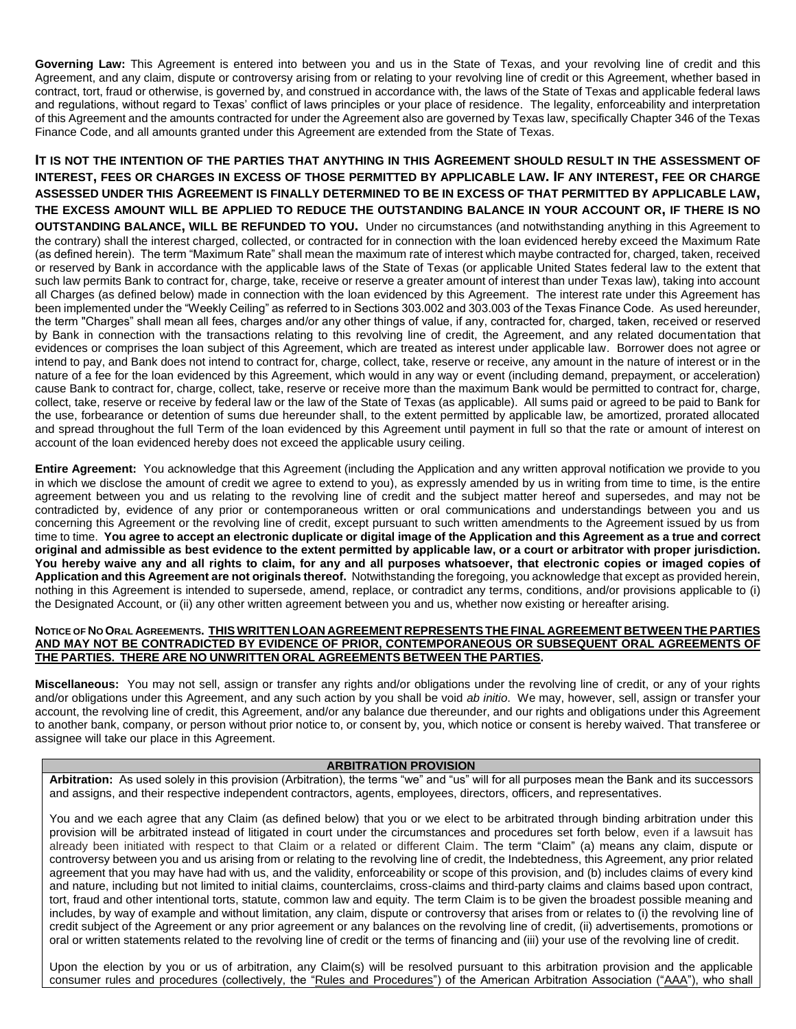**Governing Law:** This Agreement is entered into between you and us in the State of Texas, and your revolving line of credit and this Agreement, and any claim, dispute or controversy arising from or relating to your revolving line of credit or this Agreement, whether based in contract, tort, fraud or otherwise, is governed by, and construed in accordance with, the laws of the State of Texas and applicable federal laws and regulations, without regard to Texas' conflict of laws principles or your place of residence. The legality, enforceability and interpretation of this Agreement and the amounts contracted for under the Agreement also are governed by Texas law, specifically Chapter 346 of the Texas Finance Code, and all amounts granted under this Agreement are extended from the State of Texas.

**IT IS NOT THE INTENTION OF THE PARTIES THAT ANYTHING IN THIS AGREEMENT SHOULD RESULT IN THE ASSESSMENT OF INTEREST, FEES OR CHARGES IN EXCESS OF THOSE PERMITTED BY APPLICABLE LAW. IF ANY INTEREST, FEE OR CHARGE ASSESSED UNDER THIS AGREEMENT IS FINALLY DETERMINED TO BE IN EXCESS OF THAT PERMITTED BY APPLICABLE LAW, THE EXCESS AMOUNT WILL BE APPLIED TO REDUCE THE OUTSTANDING BALANCE IN YOUR ACCOUNT OR, IF THERE IS NO OUTSTANDING BALANCE, WILL BE REFUNDED TO YOU.** Under no circumstances (and notwithstanding anything in this Agreement to the contrary) shall the interest charged, collected, or contracted for in connection with the loan evidenced hereby exceed the Maximum Rate (as defined herein). The term "Maximum Rate" shall mean the maximum rate of interest which maybe contracted for, charged, taken, received or reserved by Bank in accordance with the applicable laws of the State of Texas (or applicable United States federal law to the extent that such law permits Bank to contract for, charge, take, receive or reserve a greater amount of interest than under Texas law), taking into account all Charges (as defined below) made in connection with the loan evidenced by this Agreement. The interest rate under this Agreement has been implemented under the "Weekly Ceiling" as referred to in Sections 303.002 and 303.003 of the Texas Finance Code. As used hereunder, the term "Charges" shall mean all fees, charges and/or any other things of value, if any, contracted for, charged, taken, received or reserved by Bank in connection with the transactions relating to this revolving line of credit, the Agreement, and any related documentation that evidences or comprises the loan subject of this Agreement, which are treated as interest under applicable law. Borrower does not agree or intend to pay, and Bank does not intend to contract for, charge, collect, take, reserve or receive, any amount in the nature of interest or in the nature of a fee for the loan evidenced by this Agreement, which would in any way or event (including demand, prepayment, or acceleration) cause Bank to contract for, charge, collect, take, reserve or receive more than the maximum Bank would be permitted to contract for, charge, collect, take, reserve or receive by federal law or the law of the State of Texas (as applicable). All sums paid or agreed to be paid to Bank for the use, forbearance or detention of sums due hereunder shall, to the extent permitted by applicable law, be amortized, prorated allocated and spread throughout the full Term of the loan evidenced by this Agreement until payment in full so that the rate or amount of interest on account of the loan evidenced hereby does not exceed the applicable usury ceiling.

**Entire Agreement:** You acknowledge that this Agreement (including the Application and any written approval notification we provide to you in which we disclose the amount of credit we agree to extend to you), as expressly amended by us in writing from time to time, is the entire agreement between you and us relating to the revolving line of credit and the subject matter hereof and supersedes, and may not be contradicted by, evidence of any prior or contemporaneous written or oral communications and understandings between you and us concerning this Agreement or the revolving line of credit, except pursuant to such written amendments to the Agreement issued by us from time to time. **You agree to accept an electronic duplicate or digital image of the Application and this Agreement as a true and correct original and admissible as best evidence to the extent permitted by applicable law, or a court or arbitrator with proper jurisdiction. You hereby waive any and all rights to claim, for any and all purposes whatsoever, that electronic copies or imaged copies of Application and this Agreement are not originals thereof.** Notwithstanding the foregoing, you acknowledge that except as provided herein, nothing in this Agreement is intended to supersede, amend, replace, or contradict any terms, conditions, and/or provisions applicable to (i) the Designated Account, or (ii) any other written agreement between you and us, whether now existing or hereafter arising.

**NOTICE OF NO ORAL AGREEMENTS. THIS WRITTEN LOAN AGREEMENT REPRESENTS THE FINAL AGREEMENT BETWEEN THE PARTIES AND MAY NOT BE CONTRADICTED BY EVIDENCE OF PRIOR, CONTEMPORANEOUS OR SUBSEQUENT ORAL AGREEMENTS OF THE PARTIES. THERE ARE NO UNWRITTEN ORAL AGREEMENTS BETWEEN THE PARTIES.**

**Miscellaneous:** You may not sell, assign or transfer any rights and/or obligations under the revolving line of credit, or any of your rights and/or obligations under this Agreement, and any such action by you shall be void *ab initio*. We may, however, sell, assign or transfer your account, the revolving line of credit, this Agreement, and/or any balance due thereunder, and our rights and obligations under this Agreement to another bank, company, or person without prior notice to, or consent by, you, which notice or consent is hereby waived. That transferee or assignee will take our place in this Agreement.

## ARBITRATION PROVISION

**Arbitration:** As used solely in this provision (Arbitration), the terms "we" and "us" will for all purposes mean the Bank and its successors and assigns, and their respective independent contractors, agents, employees, directors, officers, and representatives.

You and we each agree that any Claim (as defined below) that you or we elect to be arbitrated through binding arbitration under this provision will be arbitrated instead of litigated in court under the circumstances and procedures set forth below, even if a lawsuit has already been initiated with respect to that Claim or a related or different Claim. The term "Claim" (a) means any claim, dispute or controversy between you and us arising from or relating to the revolving line of credit, the Indebtedness, this Agreement, any prior related agreement that you may have had with us, and the validity, enforceability or scope of this provision, and (b) includes claims of every kind and nature, including but not limited to initial claims, counterclaims, cross-claims and third-party claims and claims based upon contract, tort, fraud and other intentional torts, statute, common law and equity. The term Claim is to be given the broadest possible meaning and includes, by way of example and without limitation, any claim, dispute or controversy that arises from or relates to (i) the revolving line of credit subject of the Agreement or any prior agreement or any balances on the revolving line of credit, (ii) advertisements, promotions or oral or written statements related to the revolving line of credit or the terms of financing and (iii) your use of the revolving line of credit.

Upon the election by you or us of arbitration, any Claim(s) will be resolved pursuant to this arbitration provision and the applicable consumer rules and procedures (collectively, the "Rules and Procedures") of the American Arbitration Association ("AAA"), who shall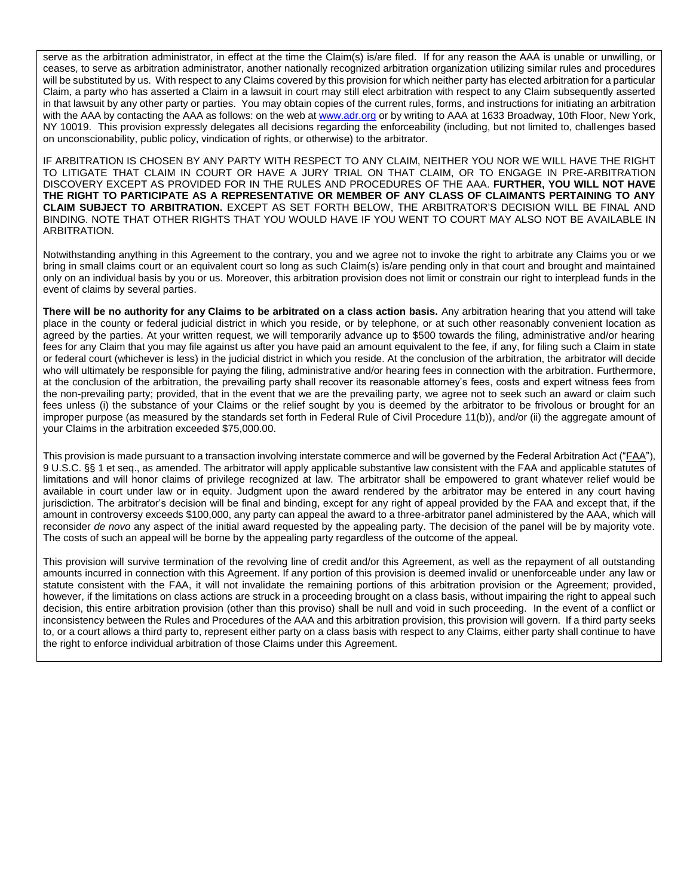serve as the arbitration administrator, in effect at the time the Claim(s) is/are filed. If for any reason the AAA is unable or unwilling, or ceases, to serve as arbitration administrator, another nationally recognized arbitration organization utilizing similar rules and procedures will be substituted by us. With respect to any Claims covered by this provision for which neither party has elected arbitration for a particular Claim, a party who has asserted a Claim in a lawsuit in court may still elect arbitration with respect to any Claim subsequently asserted in that lawsuit by any other party or parties. You may obtain copies of the current rules, forms, and instructions for initiating an arbitration with the AAA by contacting the AAA as follows: on the web at www.adr.org or by writing to AAA at 1633 Broadway, 10th Floor, New York, NY 10019. This provision expressly delegates all decisions regarding the enforceability (including, but not limited to, challenges based on unconscionability, public policy, vindication of rights, or otherwise) to the arbitrator.

IF ARBITRATION IS CHOSEN BY ANY PARTY WITH RESPECT TO ANY CLAIM, NEITHER YOU NOR WE WILL HAVE THE RIGHT TO LITIGATE THAT CLAIM IN COURT OR HAVE A JURY TRIAL ON THAT CLAIM, OR TO ENGAGE IN PRE-ARBITRATION DISCOVERY EXCEPT AS PROVIDED FOR IN THE RULES AND PROCEDURES OF THE AAA. **FURTHER, YOU WILL NOT HAVE THE RIGHT TO PARTICIPATE AS A REPRESENTATIVE OR MEMBER OF ANY CLASS OF CLAIMANTS PERTAINING TO ANY CLAIM SUBJECT TO ARBITRATION.** EXCEPT AS SET FORTH BELOW, THE ARBITRATOR'S DECISION WILL BE FINAL AND BINDING. NOTE THAT OTHER RIGHTS THAT YOU WOULD HAVE IF YOU WENT TO COURT MAY ALSO NOT BE AVAILABLE IN ARBITRATION.

Notwithstanding anything in this Agreement to the contrary, you and we agree not to invoke the right to arbitrate any Claims you or we bring in small claims court or an equivalent court so long as such Claim(s) is/are pending only in that court and brought and maintained only on an individual basis by you or us. Moreover, this arbitration provision does not limit or constrain our right to interplead funds in the event of claims by several parties.

**There will be no authority for any Claims to be arbitrated on a class action basis.** Any arbitration hearing that you attend will take place in the county or federal judicial district in which you reside, or by telephone, or at such other reasonably convenient location as agreed by the parties. At your written request, we will temporarily advance up to $500 towards the filing, administrative and/or hearing fees for any Claim that you may file against us after you have paid an amount equivalent to the fee, if any, for filing such a Claim in state or federal court (whichever is less) in the judicial district in which you reside. At the conclusion of the arbitration, the arbitrator will decide who will ultimately be responsible for paying the filing, administrative and/or hearing fees in connection with the arbitration. Furthermore, at the conclusion of the arbitration, the prevailing party shall recover its reasonable attorney's fees, costs and expert witness fees from the non-prevailing party; provided, that in the event that we are the prevailing party, we agree not to seek such an award or claim such fees unless (i) the substance of your Claims or the relief sought by you is deemed by the arbitrator to be frivolous or brought for an improper purpose (as measured by the standards set forth in Federal Rule of Civil Procedure 11(b)), and/or (ii) the aggregate amount of your Claims in the arbitration exceeded $75,000.00.

This provision is made pursuant to a transaction involving interstate commerce and will be governed by the Federal Arbitration Act ("FAA"), 9 U.S.C. §§ 1 et seq., as amended. The arbitrator will apply applicable substantive law consistent with the FAA and applicable statutes of limitations and will honor claims of privilege recognized at law. The arbitrator shall be empowered to grant whatever relief would be available in court under law or in equity. Judgment upon the award rendered by the arbitrator may be entered in any court having jurisdiction. The arbitrator's decision will be final and binding, except for any right of appeal provided by the FAA and except that, if the amount in controversy exceeds $100,000, any party can appeal the award to a three-arbitrator panel administered by the AAA, which will reconsider *de novo* any aspect of the initial award requested by the appealing party. The decision of the panel will be by majority vote. The costs of such an appeal will be borne by the appealing party regardless of the outcome of the appeal.

This provision will survive termination of the revolving line of credit and/or this Agreement, as well as the repayment of all outstanding amounts incurred in connection with this Agreement. If any portion of this provision is deemed invalid or unenforceable under any law or statute consistent with the FAA, it will not invalidate the remaining portions of this arbitration provision or the Agreement; provided, however, if the limitations on class actions are struck in a proceeding brought on a class basis, without impairing the right to appeal such decision, this entire arbitration provision (other than this proviso) shall be null and void in such proceeding. In the event of a conflict or inconsistency between the Rules and Procedures of the AAA and this arbitration provision, this provision will govern. If a third party seeks to, or a court allows a third party to, represent either party on a class basis with respect to any Claims, either party shall continue to have the right to enforce individual arbitration of those Claims under this Agreement.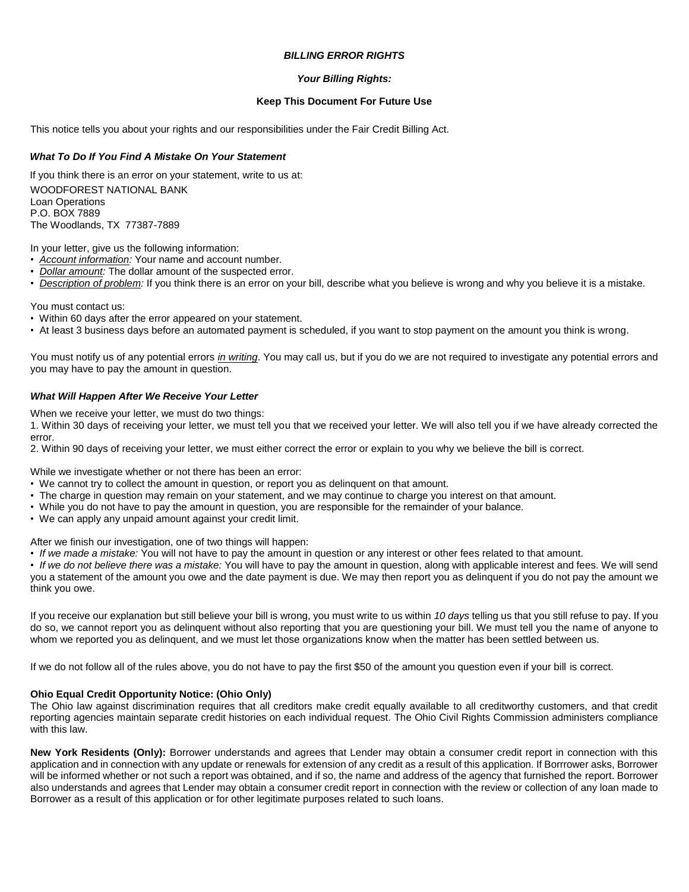***BILLING ERROR RIGHTS***

***Your Billing Rights:***

**Keep This Document For Future Use**

This notice tells you about your rights and our responsibilities under the Fair Credit Billing Act.

***What To Do If You Find A Mistake On Your Statement***

If you think there is an error on your statement, write to us at:

WOODFOREST NATIONAL BANK
Loan Operations
P.O. BOX 7889
The Woodlands, TX 77387-7889

In your letter, give us the following information:

- *Account information:* Your name and account number.
- *Dollar amount:* The dollar amount of the suspected error.
- *Description of problem:* If you think there is an error on your bill, describe what you believe is wrong and why you believe it is a mistake.

You must contact us:

- Within 60 days after the error appeared on your statement.
- At least 3 business days before an automated payment is scheduled, if you want to stop payment on the amount you think is wrong.

You must notify us of any potential errors ***in writing***. You may call us, but if you do we are not required to investigate any potential errors and you may have to pay the amount in question.

***What Will Happen After We Receive Your Letter***

When we receive your letter, we must do two things:

1. Within 30 days of receiving your letter, we must tell you that we received your letter. We will also tell you if we have already corrected the error.
2. Within 90 days of receiving your letter, we must either correct the error or explain to you why we believe the bill is correct.

While we investigate whether or not there has been an error:

- We cannot try to collect the amount in question, or report you as delinquent on that amount.
- The charge in question may remain on your statement, and we may continue to charge you interest on that amount.
- While you do not have to pay the amount in question, you are responsible for the remainder of your balance.
- We can apply any unpaid amount against your credit limit.

After we finish our investigation, one of two things will happen:

- *If we made a mistake:* You will not have to pay the amount in question or any interest or other fees related to that amount.
- *If we do not believe there was a mistake:* You will have to pay the amount in question, along with applicable interest and fees. We will send you a statement of the amount you owe and the date payment is due. We may then report you as delinquent if you do not pay the amount we think you owe.

If you receive our explanation but still believe your bill is wrong, you must write to us within *10 days* telling us that you still refuse to pay. If you do so, we cannot report you as delinquent without also reporting that you are questioning your bill. We must tell you the name of anyone to whom we reported you as delinquent, and we must let those organizations know when the matter has been settled between us.

If we do not follow all of the rules above, you do not have to pay the first $50 of the amount you question even if your bill is correct.

**Ohio Equal Credit Opportunity Notice: (Ohio Only)**
The Ohio law against discrimination requires that all creditors make credit equally available to all creditworthy customers, and that credit reporting agencies maintain separate credit histories on each individual request. The Ohio Civil Rights Commission administers compliance with this law.

**New York Residents (Only):** Borrower understands and agrees that Lender may obtain a consumer credit report in connection with this application and in connection with any update or renewals for extension of any credit as a result of this application. If Borrrower asks, Borrower will be informed whether or not such a report was obtained, and if so, the name and address of the agency that furnished the report. Borrower also understands and agrees that Lender may obtain a consumer credit report in connection with the review or collection of any loan made to Borrower as a result of this application or for other legitimate purposes related to such loans.